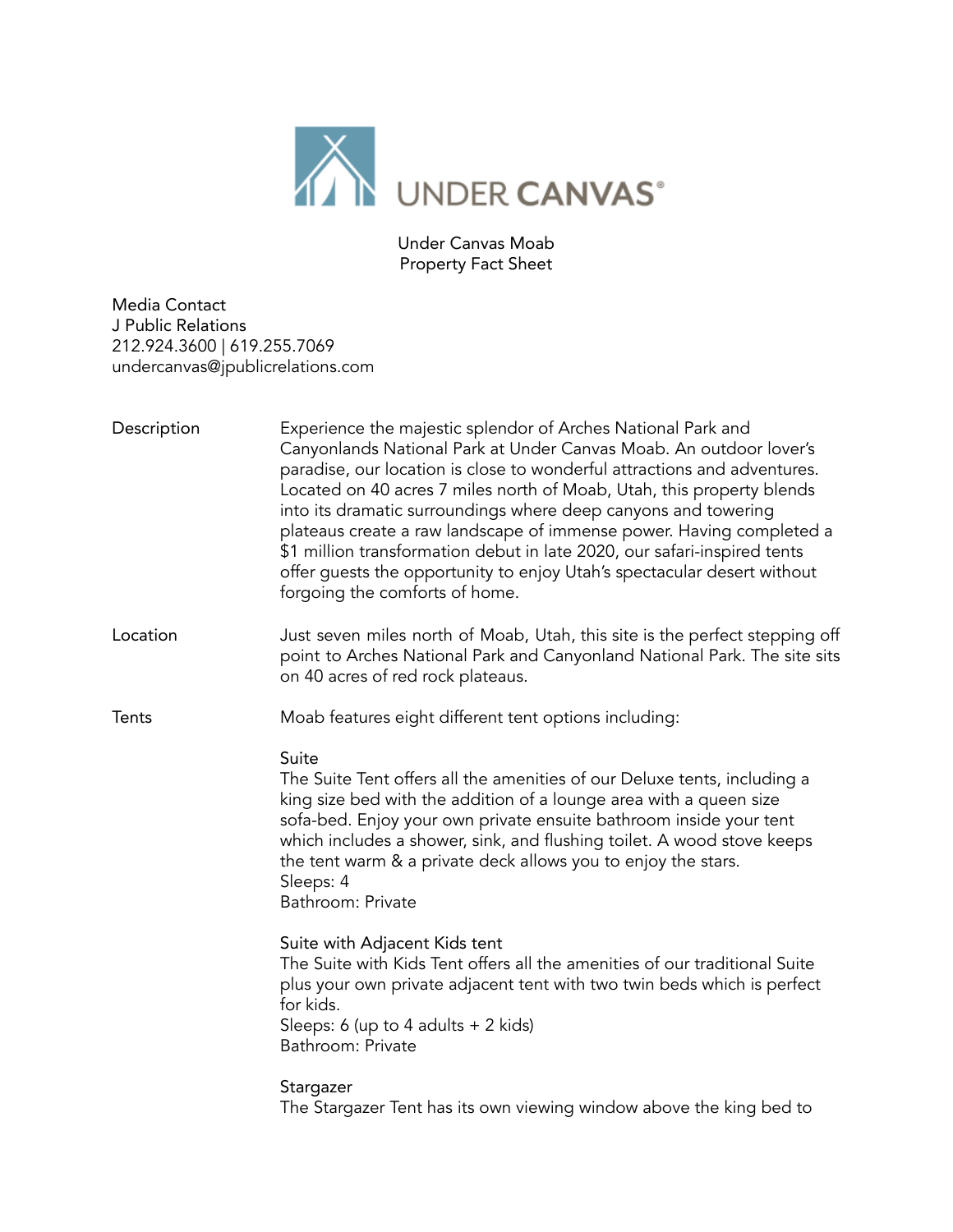UNDER CANVAS®

Under Canvas Moab
Property Fact Sheet

Media Contact
J Public Relations
212.924.3600 | 619.255.7069
undercanvas@jpublicrelations.com

**Description**

Experience the majestic splendor of Arches National Park and Canyonlands National Park at Under Canvas Moab. An outdoor lover's paradise, our location is close to wonderful attractions and adventures. Located on 40 acres 7 miles north of Moab, Utah, this property blends into its dramatic surroundings where deep canyons and towering plateaus create a raw landscape of immense power. Having completed a $1 million transformation debut in late 2020, our safari-inspired tents offer guests the opportunity to enjoy Utah's spectacular desert without forgoing the comforts of home.

**Location**

Just seven miles north of Moab, Utah, this site is the perfect stepping off point to Arches National Park and Canyonland National Park. The site sits on 40 acres of red rock plateaus.

**Tents**

Moab features eight different tent options including:

Suite
The Suite Tent offers all the amenities of our Deluxe tents, including a king size bed with the addition of a lounge area with a queen size sofa-bed. Enjoy your own private ensuite bathroom inside your tent which includes a shower, sink, and flushing toilet. A wood stove keeps the tent warm & a private deck allows you to enjoy the stars.
Sleeps: 4
Bathroom: Private

Suite with Adjacent Kids tent
The Suite with Kids Tent offers all the amenities of our traditional Suite plus your own private adjacent tent with two twin beds which is perfect for kids.
Sleeps: 6 (up to 4 adults + 2 kids)
Bathroom: Private

Stargazer
The Stargazer Tent has its own viewing window above the king bed to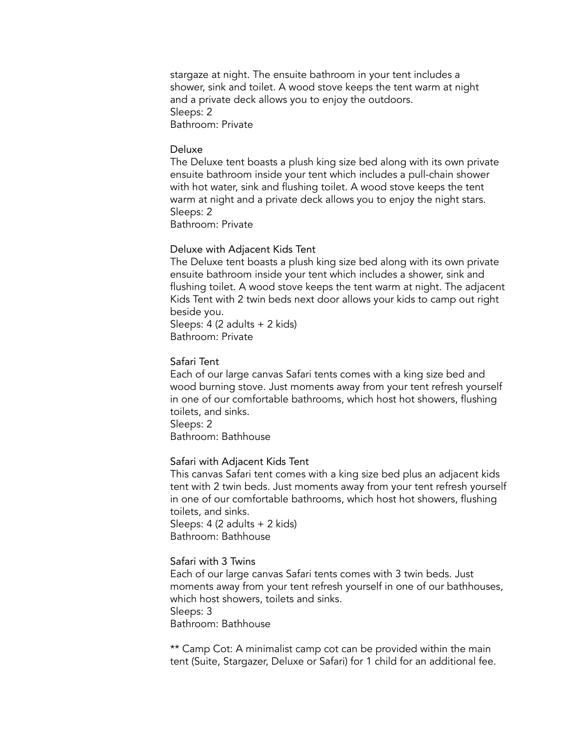stargaze at night. The ensuite bathroom in your tent includes a shower, sink and toilet. A wood stove keeps the tent warm at night and a private deck allows you to enjoy the outdoors.
Sleeps: 2
Bathroom: Private

### Deluxe

The Deluxe tent boasts a plush king size bed along with its own private ensuite bathroom inside your tent which includes a pull-chain shower with hot water, sink and flushing toilet. A wood stove keeps the tent warm at night and a private deck allows you to enjoy the night stars.
Sleeps: 2
Bathroom: Private

### Deluxe with Adjacent Kids Tent

The Deluxe tent boasts a plush king size bed along with its own private ensuite bathroom inside your tent which includes a shower, sink and flushing toilet. A wood stove keeps the tent warm at night. The adjacent Kids Tent with 2 twin beds next door allows your kids to camp out right beside you.
Sleeps: 4 (2 adults + 2 kids)
Bathroom: Private

### Safari Tent

Each of our large canvas Safari tents comes with a king size bed and wood burning stove. Just moments away from your tent refresh yourself in one of our comfortable bathrooms, which host hot showers, flushing toilets, and sinks.
Sleeps: 2
Bathroom: Bathhouse

### Safari with Adjacent Kids Tent

This canvas Safari tent comes with a king size bed plus an adjacent kids tent with 2 twin beds. Just moments away from your tent refresh yourself in one of our comfortable bathrooms, which host hot showers, flushing toilets, and sinks.
Sleeps: 4 (2 adults + 2 kids)
Bathroom: Bathhouse

### Safari with 3 Twins

Each of our large canvas Safari tents comes with 3 twin beds. Just moments away from your tent refresh yourself in one of our bathhouses, which host showers, toilets and sinks.
Sleeps: 3
Bathroom: Bathhouse

** Camp Cot: A minimalist camp cot can be provided within the main tent (Suite, Stargazer, Deluxe or Safari) for 1 child for an additional fee.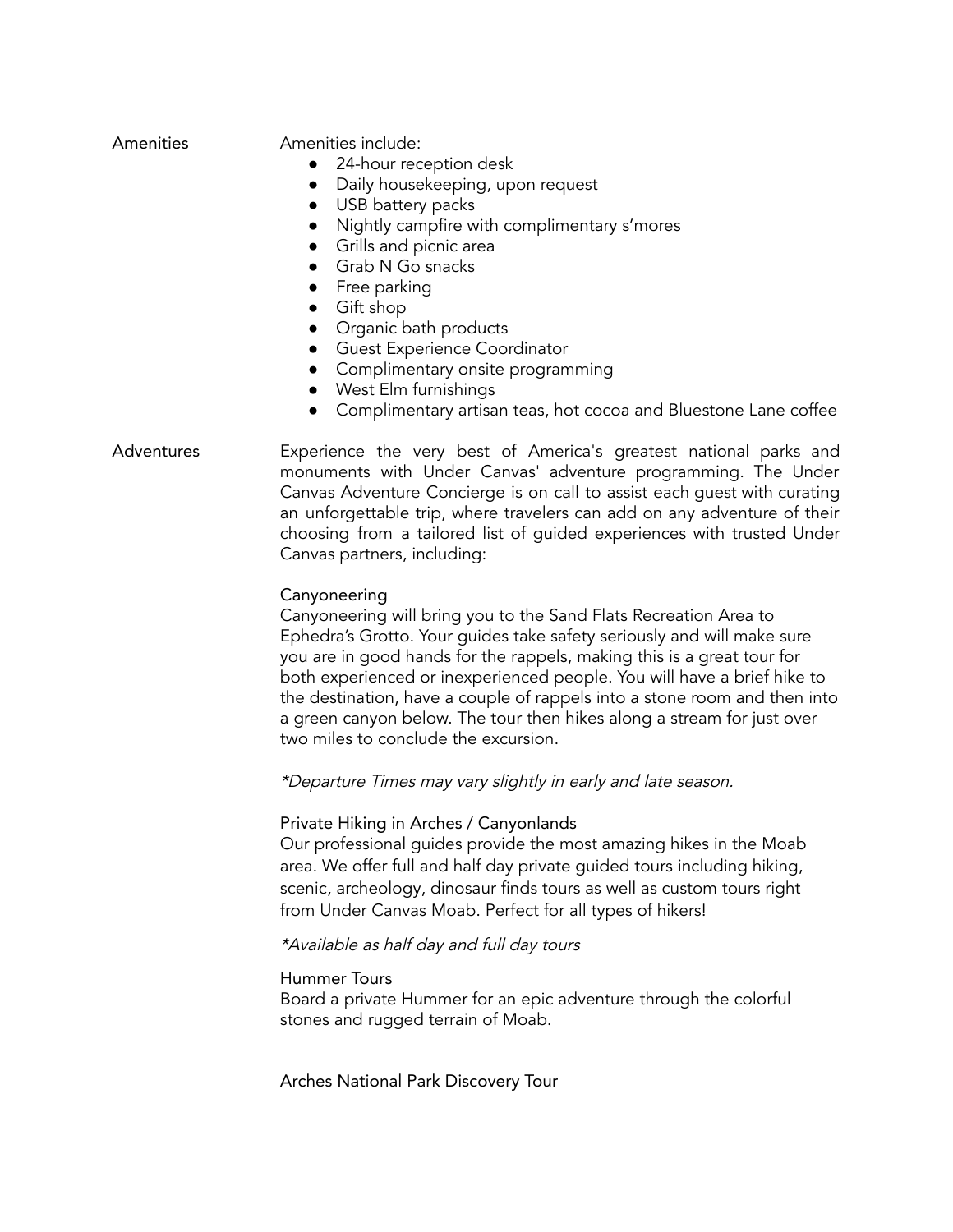**Amenities**

Amenities include:

- 24-hour reception desk
- Daily housekeeping, upon request
- USB battery packs
- Nightly campfire with complimentary s'mores
- Grills and picnic area
- Grab N Go snacks
- Free parking
- Gift shop
- Organic bath products
- Guest Experience Coordinator
- Complimentary onsite programming
- West Elm furnishings
- Complimentary artisan teas, hot cocoa and Bluestone Lane coffee

**Adventures**

Experience the very best of America's greatest national parks and monuments with Under Canvas' adventure programming. The Under Canvas Adventure Concierge is on call to assist each guest with curating an unforgettable trip, where travelers can add on any adventure of their choosing from a tailored list of guided experiences with trusted Under Canvas partners, including:

Canyoneering

Canyoneering will bring you to the Sand Flats Recreation Area to Ephedra's Grotto. Your guides take safety seriously and will make sure you are in good hands for the rappels, making this is a great tour for both experienced or inexperienced people. You will have a brief hike to the destination, have a couple of rappels into a stone room and then into a green canyon below. The tour then hikes along a stream for just over two miles to conclude the excursion.

*\*Departure Times may vary slightly in early and late season.*

Private Hiking in Arches / Canyonlands

Our professional guides provide the most amazing hikes in the Moab area. We offer full and half day private guided tours including hiking, scenic, archeology, dinosaur finds tours as well as custom tours right from Under Canvas Moab. Perfect for all types of hikers!

*\*Available as half day and full day tours*

Hummer Tours

Board a private Hummer for an epic adventure through the colorful stones and rugged terrain of Moab.

Arches National Park Discovery Tour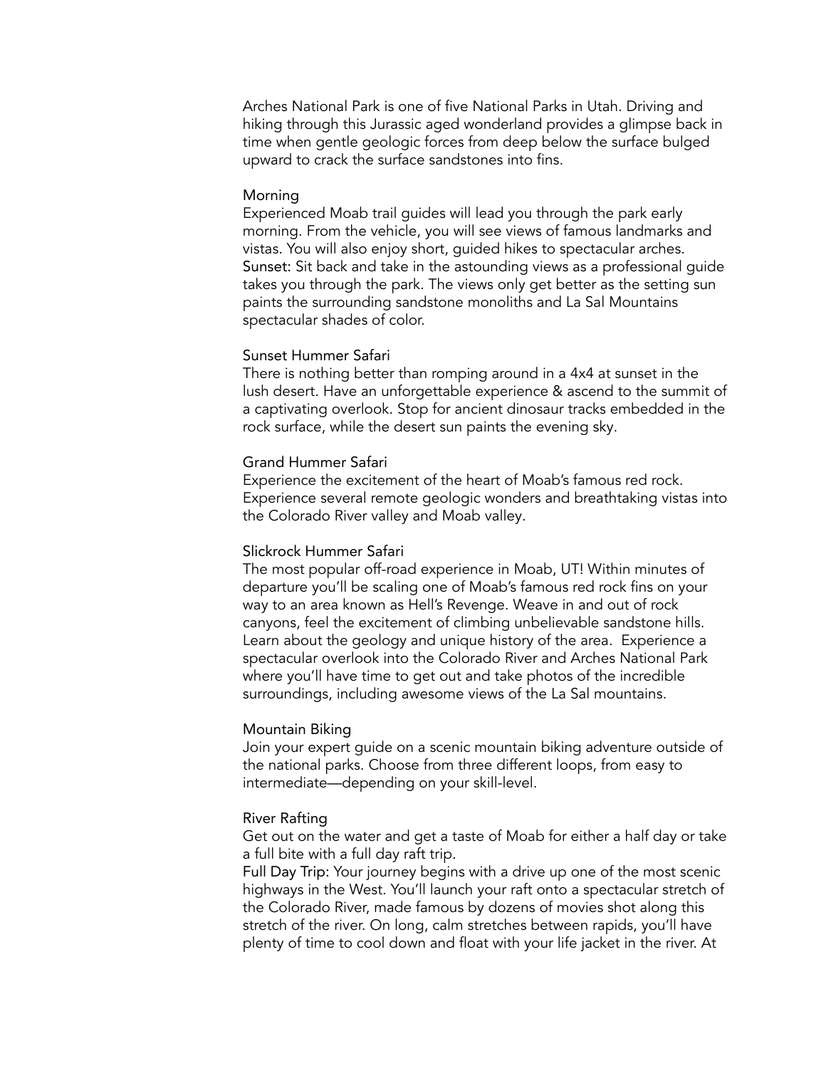Arches National Park is one of five National Parks in Utah. Driving and hiking through this Jurassic aged wonderland provides a glimpse back in time when gentle geologic forces from deep below the surface bulged upward to crack the surface sandstones into fins.

### Morning

Experienced Moab trail guides will lead you through the park early morning. From the vehicle, you will see views of famous landmarks and vistas. You will also enjoy short, guided hikes to spectacular arches.

Sunset: Sit back and take in the astounding views as a professional guide takes you through the park. The views only get better as the setting sun paints the surrounding sandstone monoliths and La Sal Mountains spectacular shades of color.

### Sunset Hummer Safari

There is nothing better than romping around in a 4x4 at sunset in the lush desert. Have an unforgettable experience & ascend to the summit of a captivating overlook. Stop for ancient dinosaur tracks embedded in the rock surface, while the desert sun paints the evening sky.

### Grand Hummer Safari

Experience the excitement of the heart of Moab's famous red rock. Experience several remote geologic wonders and breathtaking vistas into the Colorado River valley and Moab valley.

### Slickrock Hummer Safari

The most popular off-road experience in Moab, UT! Within minutes of departure you'll be scaling one of Moab's famous red rock fins on your way to an area known as Hell's Revenge. Weave in and out of rock canyons, feel the excitement of climbing unbelievable sandstone hills. Learn about the geology and unique history of the area. Experience a spectacular overlook into the Colorado River and Arches National Park where you'll have time to get out and take photos of the incredible surroundings, including awesome views of the La Sal mountains.

### Mountain Biking

Join your expert guide on a scenic mountain biking adventure outside of the national parks. Choose from three different loops, from easy to intermediate—depending on your skill-level.

### River Rafting

Get out on the water and get a taste of Moab for either a half day or take a full bite with a full day raft trip.

Full Day Trip: Your journey begins with a drive up one of the most scenic highways in the West. You'll launch your raft onto a spectacular stretch of the Colorado River, made famous by dozens of movies shot along this stretch of the river. On long, calm stretches between rapids, you'll have plenty of time to cool down and float with your life jacket in the river. At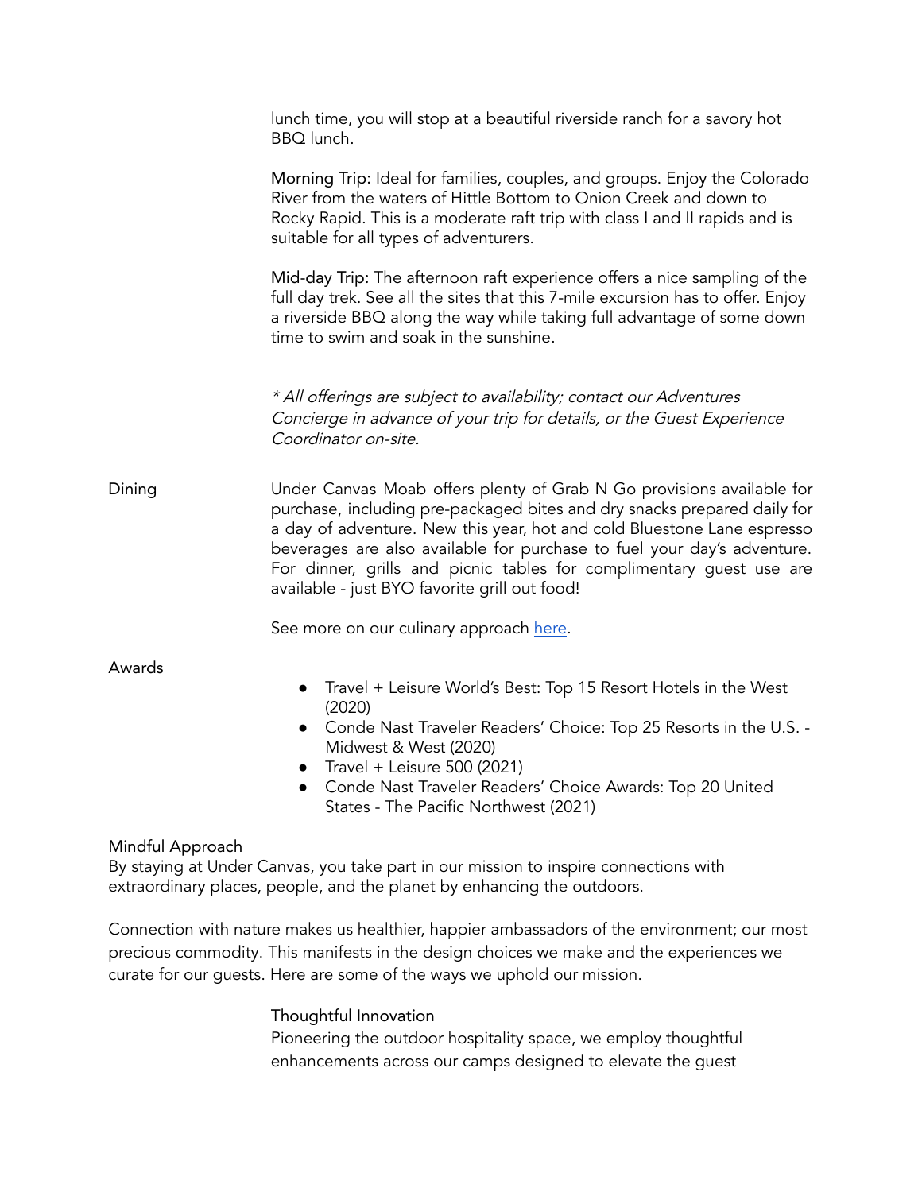lunch time, you will stop at a beautiful riverside ranch for a savory hot BBQ lunch.

Morning Trip: Ideal for families, couples, and groups. Enjoy the Colorado River from the waters of Hittle Bottom to Onion Creek and down to Rocky Rapid. This is a moderate raft trip with class I and II rapids and is suitable for all types of adventurers.

Mid-day Trip: The afternoon raft experience offers a nice sampling of the full day trek. See all the sites that this 7-mile excursion has to offer. Enjoy a riverside BBQ along the way while taking full advantage of some down time to swim and soak in the sunshine.

*\* All offerings are subject to availability; contact our Adventures Concierge in advance of your trip for details, or the Guest Experience Coordinator on-site.*

**Dining**

Under Canvas Moab offers plenty of Grab N Go provisions available for purchase, including pre-packaged bites and dry snacks prepared daily for a day of adventure. New this year, hot and cold Bluestone Lane espresso beverages are also available for purchase to fuel your day's adventure. For dinner, grills and picnic tables for complimentary guest use are available - just BYO favorite grill out food!

See more on our culinary approach [here](here).

**Awards**

- Travel + Leisure World's Best: Top 15 Resort Hotels in the West (2020)
- Conde Nast Traveler Readers' Choice: Top 25 Resorts in the U.S. - Midwest & West (2020)
- Travel + Leisure 500 (2021)
- Conde Nast Traveler Readers' Choice Awards: Top 20 United States - The Pacific Northwest (2021)

## Mindful Approach

By staying at Under Canvas, you take part in our mission to inspire connections with extraordinary places, people, and the planet by enhancing the outdoors.

Connection with nature makes us healthier, happier ambassadors of the environment; our most precious commodity. This manifests in the design choices we make and the experiences we curate for our guests. Here are some of the ways we uphold our mission.

### Thoughtful Innovation

Pioneering the outdoor hospitality space, we employ thoughtful enhancements across our camps designed to elevate the guest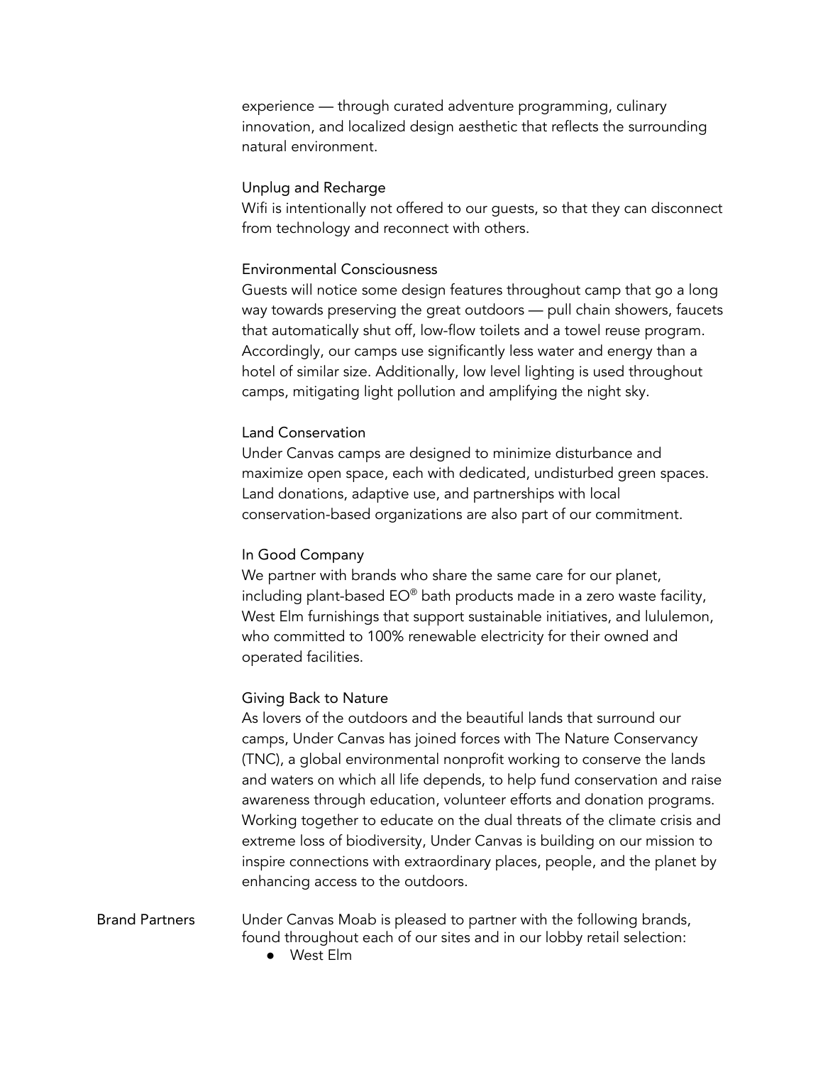experience — through curated adventure programming, culinary innovation, and localized design aesthetic that reflects the surrounding natural environment.

Unplug and Recharge
Wifi is intentionally not offered to our guests, so that they can disconnect from technology and reconnect with others.

Environmental Consciousness
Guests will notice some design features throughout camp that go a long way towards preserving the great outdoors — pull chain showers, faucets that automatically shut off, low-flow toilets and a towel reuse program. Accordingly, our camps use significantly less water and energy than a hotel of similar size. Additionally, low level lighting is used throughout camps, mitigating light pollution and amplifying the night sky.

Land Conservation
Under Canvas camps are designed to minimize disturbance and maximize open space, each with dedicated, undisturbed green spaces. Land donations, adaptive use, and partnerships with local conservation-based organizations are also part of our commitment.

In Good Company
We partner with brands who share the same care for our planet, including plant-based EO® bath products made in a zero waste facility, West Elm furnishings that support sustainable initiatives, and lululemon, who committed to 100% renewable electricity for their owned and operated facilities.

Giving Back to Nature
As lovers of the outdoors and the beautiful lands that surround our camps, Under Canvas has joined forces with The Nature Conservancy (TNC), a global environmental nonprofit working to conserve the lands and waters on which all life depends, to help fund conservation and raise awareness through education, volunteer efforts and donation programs. Working together to educate on the dual threats of the climate crisis and extreme loss of biodiversity, Under Canvas is building on our mission to inspire connections with extraordinary places, people, and the planet by enhancing access to the outdoors.

**Brand Partners**

Under Canvas Moab is pleased to partner with the following brands, found throughout each of our sites and in our lobby retail selection:

- West Elm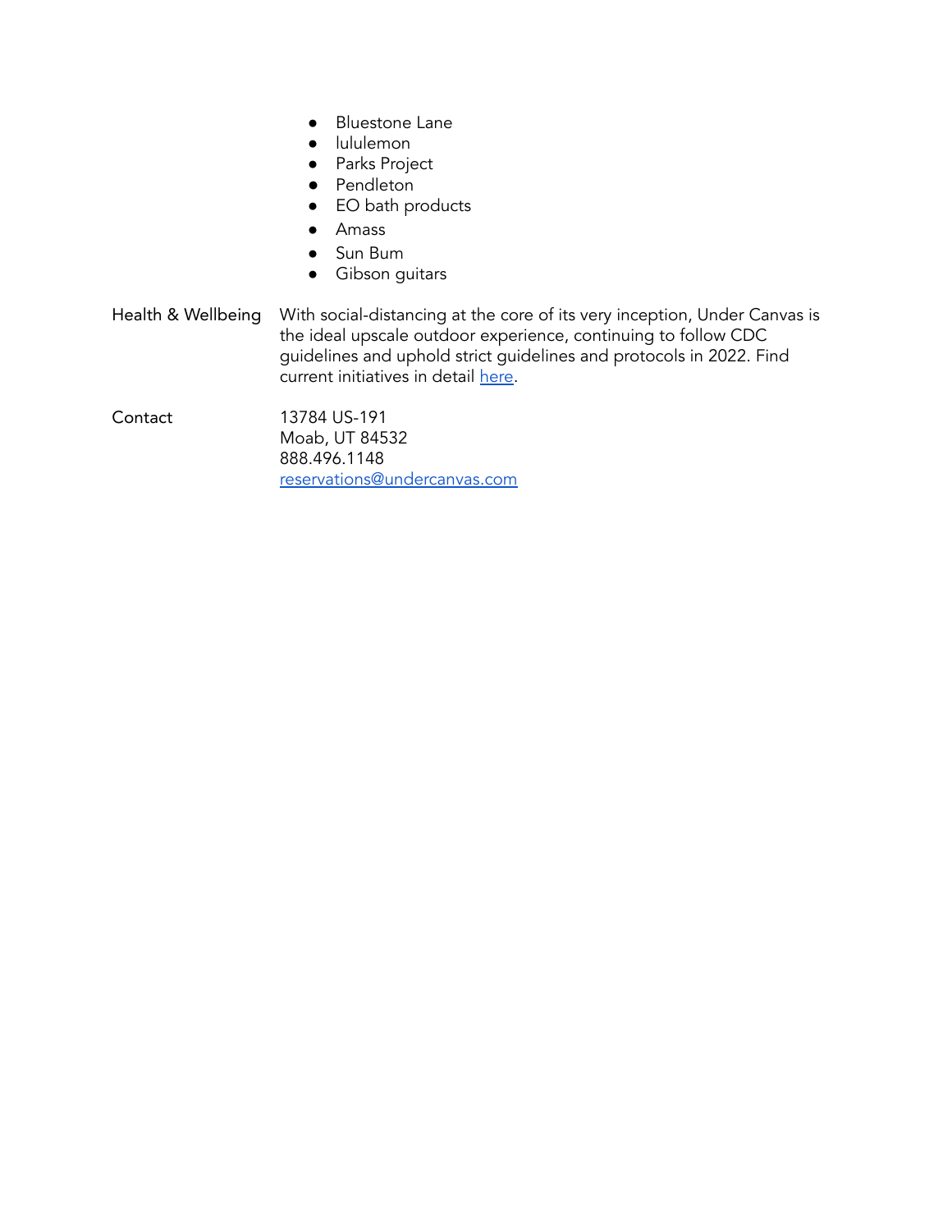- Bluestone Lane
- lululemon
- Parks Project
- Pendleton
- EO bath products
- Amass
- Sun Bum
- Gibson guitars

| | |
|---|---|
| Health & Wellbeing | With social-distancing at the core of its very inception, Under Canvas is the ideal upscale outdoor experience, continuing to follow CDC guidelines and uphold strict guidelines and protocols in 2022. Find current initiatives in detail [here](). |
| Contact | 13784 US-191<br>Moab, UT 84532<br>888.496.1148<br>[reservations@undercanvas.com](mailto:reservations@undercanvas.com) |